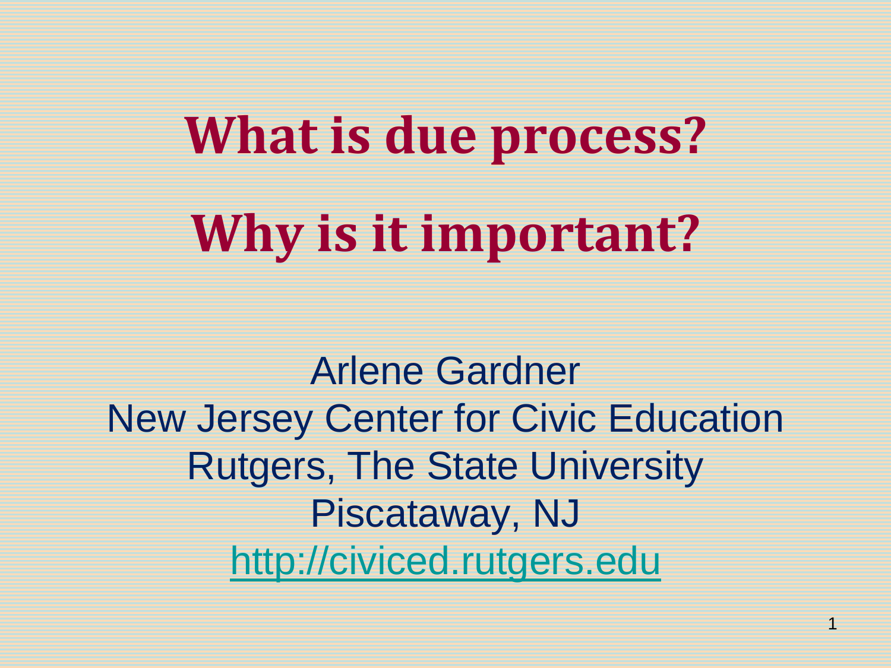# What is due process?

# Why is it important?

Arlene Gardner
New Jersey Center for Civic Education
Rutgers, The State University
Piscataway, NJ
http://civiced.rutgers.edu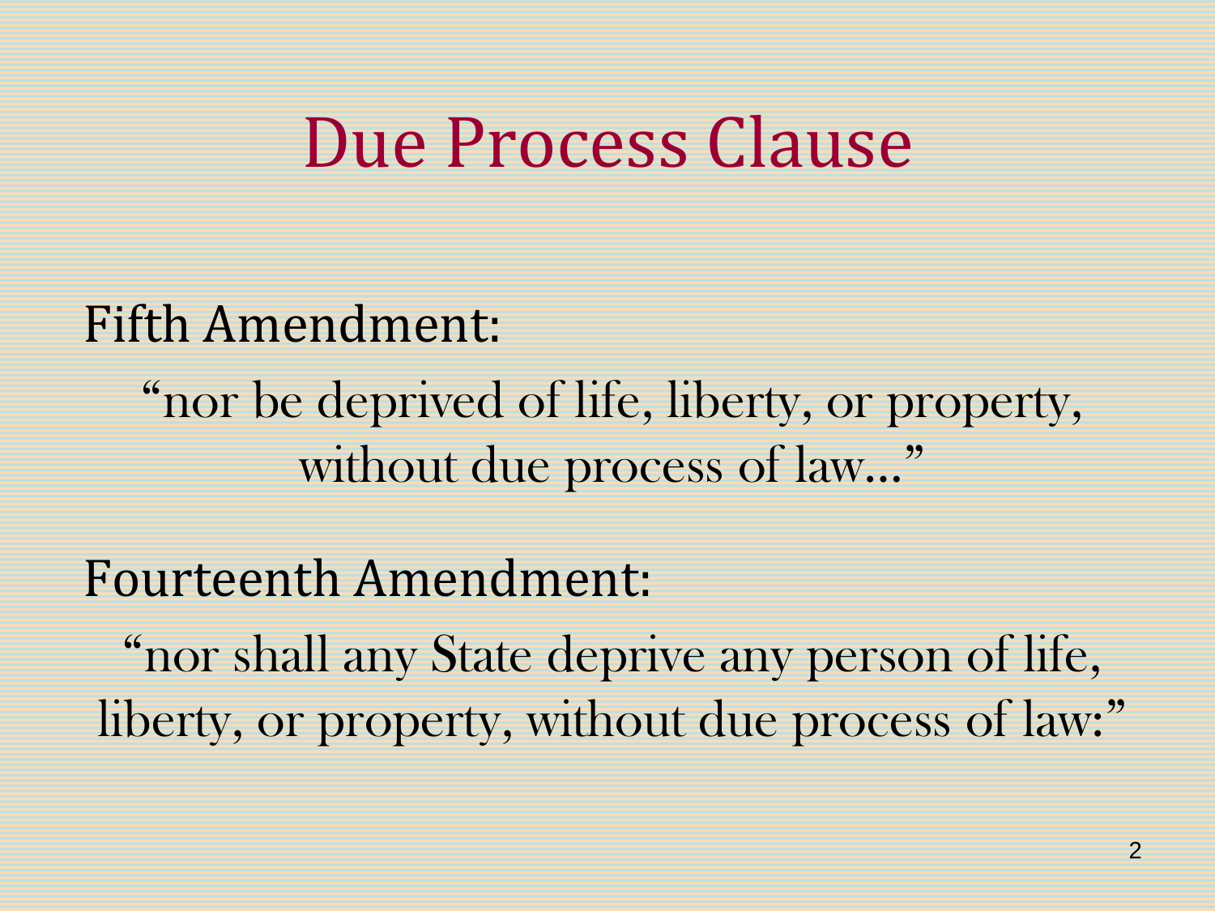# Due Process Clause

Fifth Amendment:

"nor be deprived of life, liberty, or property, without due process of law…"

Fourteenth Amendment:

"nor shall any State deprive any person of life, liberty, or property, without due process of law:"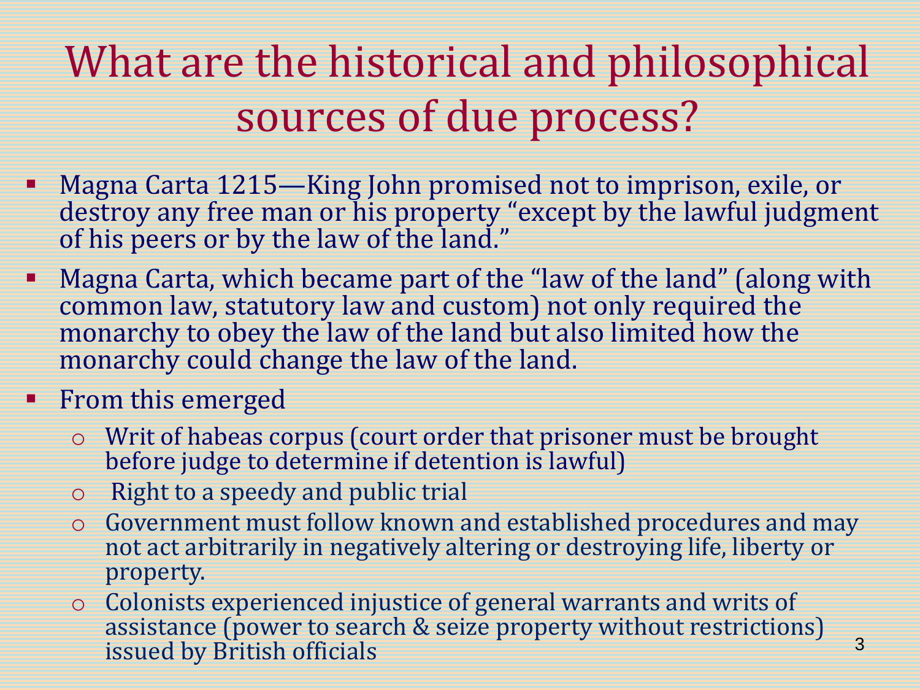# What are the historical and philosophical sources of due process?

- Magna Carta 1215—King John promised not to imprison, exile, or destroy any free man or his property "except by the lawful judgment of his peers or by the law of the land."
- Magna Carta, which became part of the "law of the land" (along with common law, statutory law and custom) not only required the monarchy to obey the law of the land but also limited how the monarchy could change the law of the land.
- From this emerged
  - Writ of habeas corpus (court order that prisoner must be brought before judge to determine if detention is lawful)
  - Right to a speedy and public trial
  - Government must follow known and established procedures and may not act arbitrarily in negatively altering or destroying life, liberty or property.
  - Colonists experienced injustice of general warrants and writs of assistance (power to search & seize property without restrictions) issued by British officials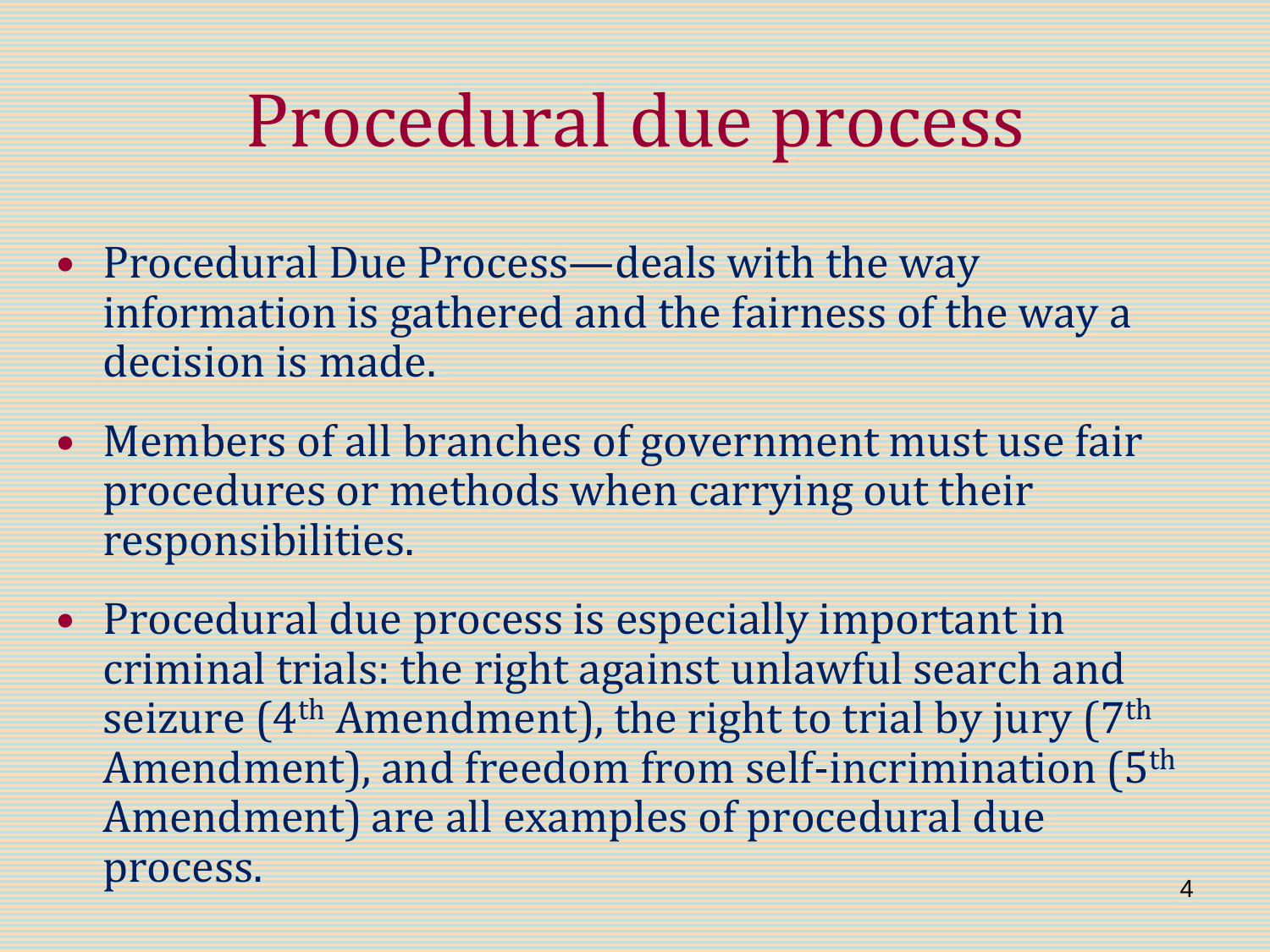# Procedural due process

- Procedural Due Process—deals with the way information is gathered and the fairness of the way a decision is made.
- Members of all branches of government must use fair procedures or methods when carrying out their responsibilities.
- Procedural due process is especially important in criminal trials: the right against unlawful search and seizure (4th Amendment), the right to trial by jury (7th Amendment), and freedom from self-incrimination (5th Amendment) are all examples of procedural due process.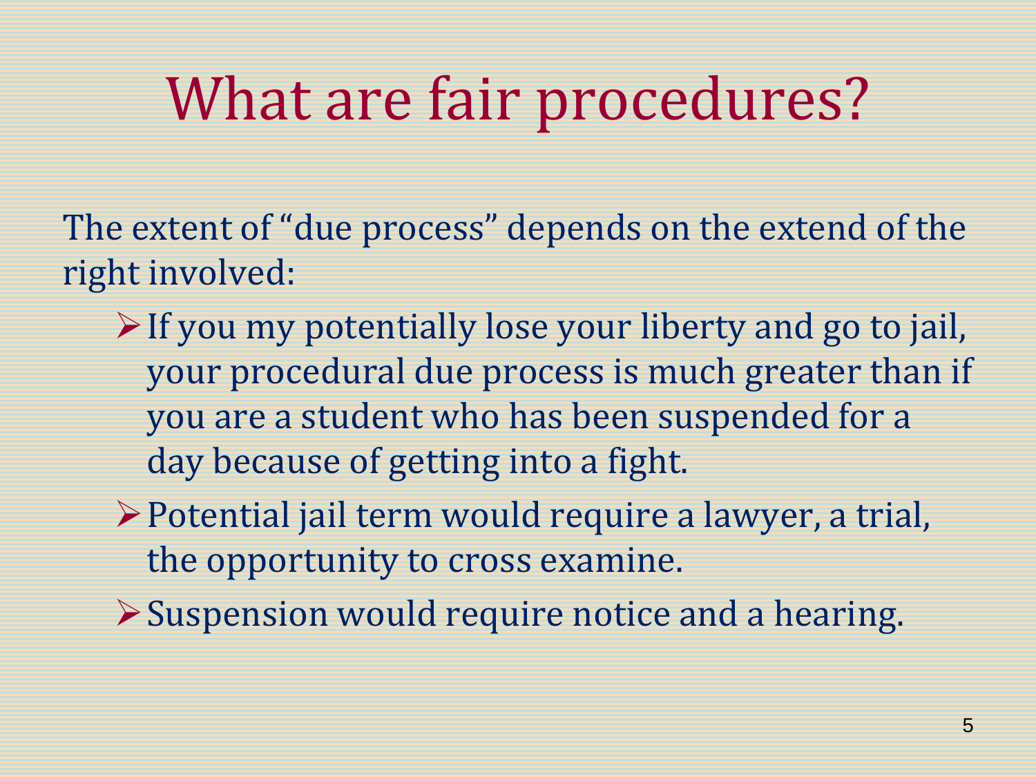# What are fair procedures?

The extent of "due process" depends on the extend of the right involved:

- If you my potentially lose your liberty and go to jail, your procedural due process is much greater than if you are a student who has been suspended for a day because of getting into a fight.
- Potential jail term would require a lawyer, a trial, the opportunity to cross examine.
- Suspension would require notice and a hearing.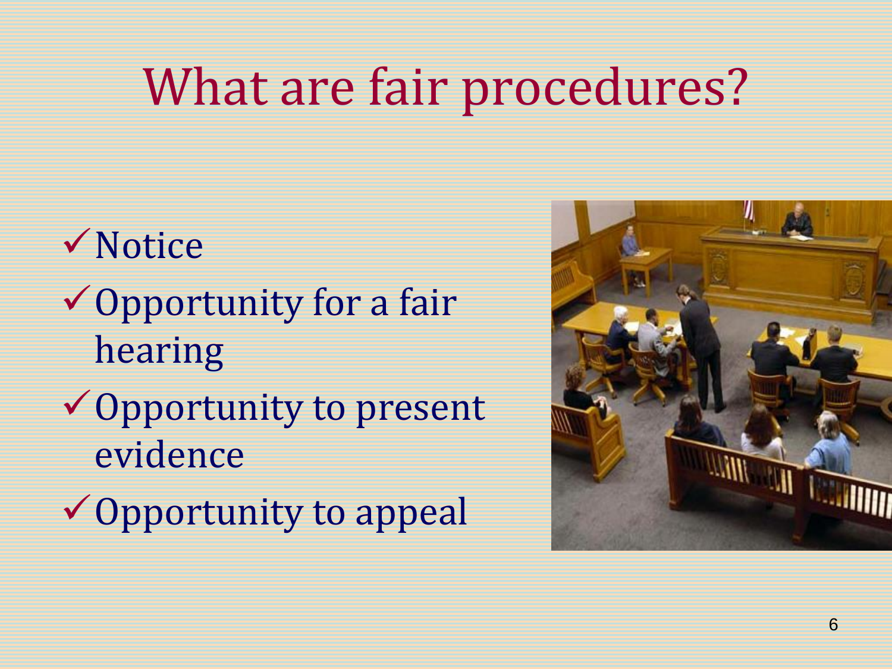# What are fair procedures?

- ✓ Notice
- ✓ Opportunity for a fair hearing
- ✓ Opportunity to present evidence
- ✓ Opportunity to appeal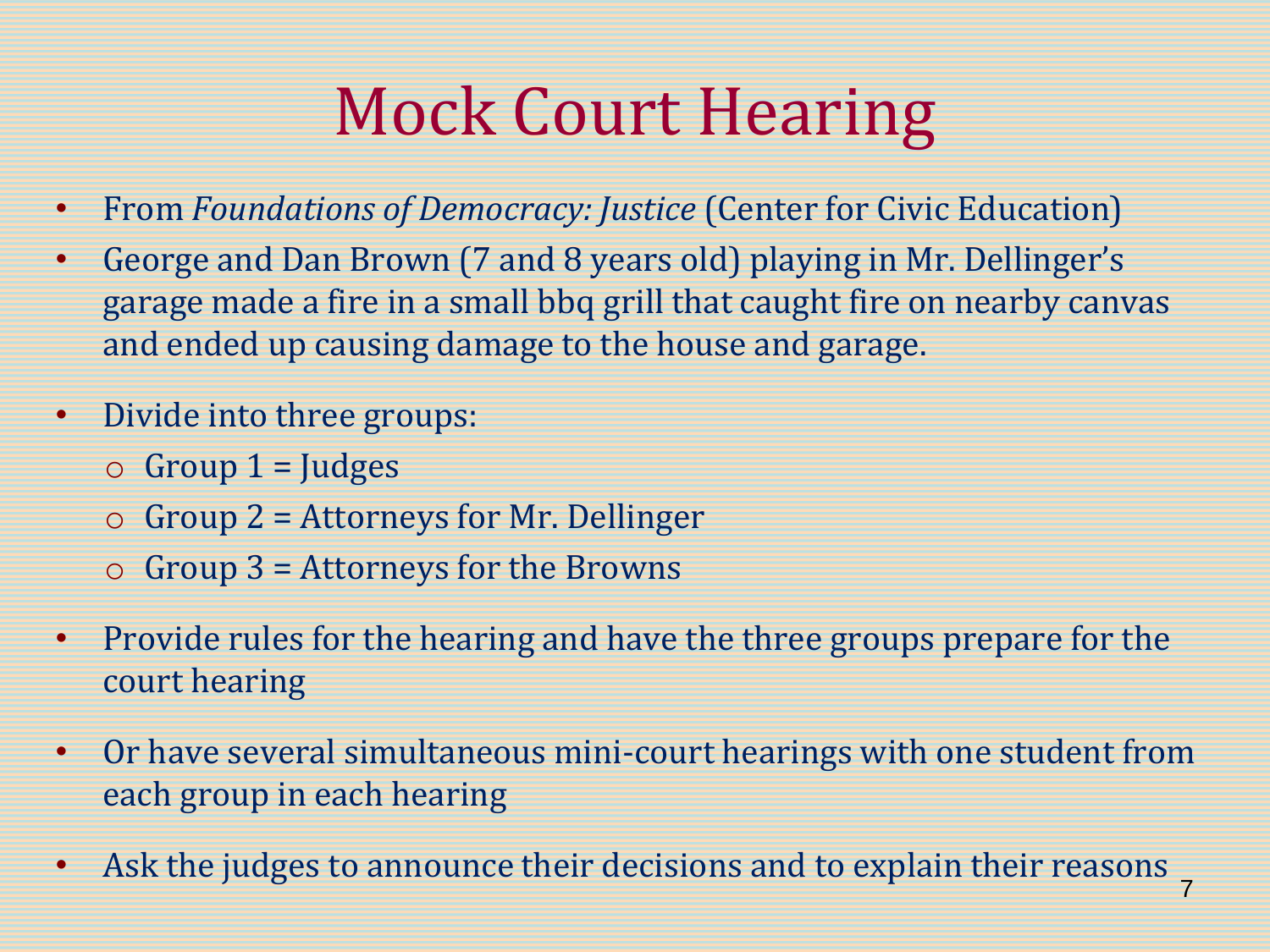# Mock Court Hearing

- From *Foundations of Democracy: Justice* (Center for Civic Education)
- George and Dan Brown (7 and 8 years old) playing in Mr. Dellinger's garage made a fire in a small bbq grill that caught fire on nearby canvas and ended up causing damage to the house and garage.
- Divide into three groups:
  - Group 1 = Judges
  - Group 2 = Attorneys for Mr. Dellinger
  - Group 3 = Attorneys for the Browns
- Provide rules for the hearing and have the three groups prepare for the court hearing
- Or have several simultaneous mini-court hearings with one student from each group in each hearing
- Ask the judges to announce their decisions and to explain their reasons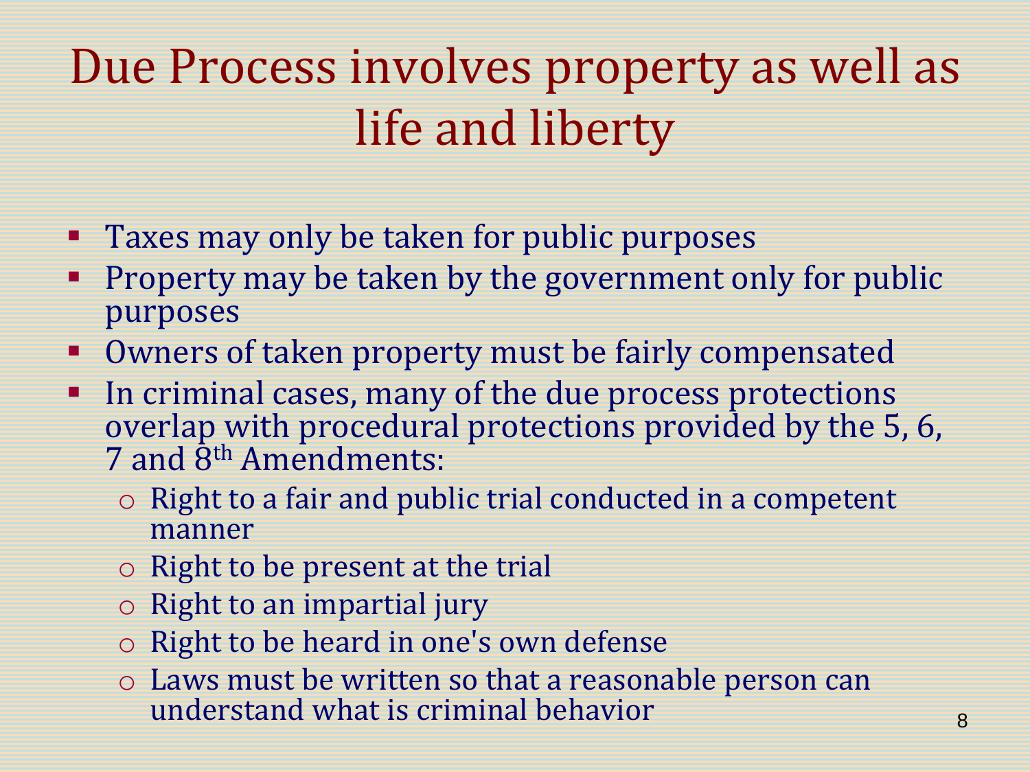# Due Process involves property as well as life and liberty

- Taxes may only be taken for public purposes
- Property may be taken by the government only for public purposes
- Owners of taken property must be fairly compensated
- In criminal cases, many of the due process protections overlap with procedural protections provided by the 5, 6, 7 and 8th Amendments:
    - Right to a fair and public trial conducted in a competent manner
    - Right to be present at the trial
    - Right to an impartial jury
    - Right to be heard in one's own defense
    - Laws must be written so that a reasonable person can understand what is criminal behavior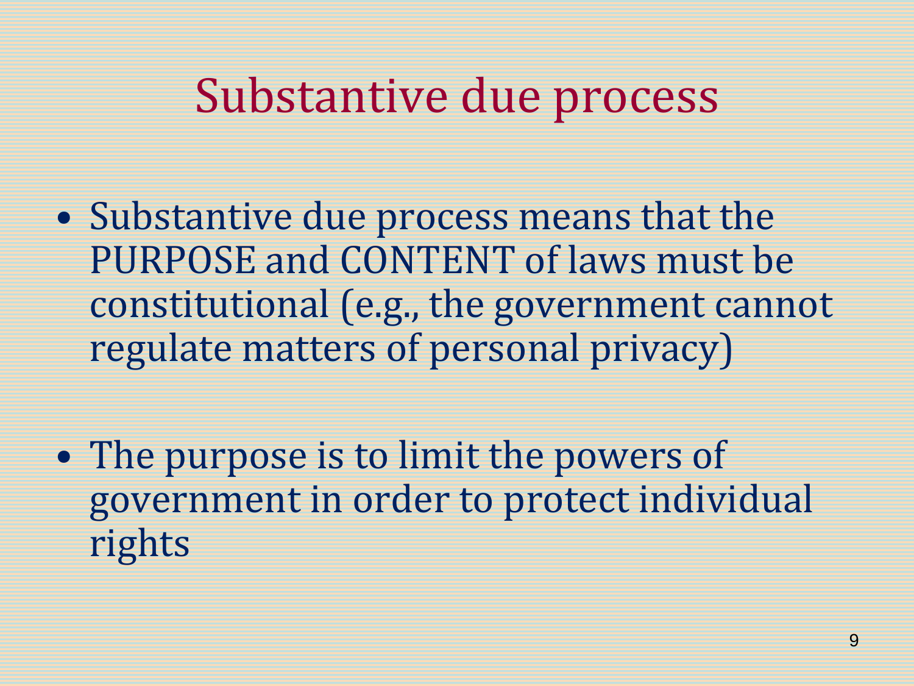# Substantive due process

- Substantive due process means that the PURPOSE and CONTENT of laws must be constitutional (e.g., the government cannot regulate matters of personal privacy)
- The purpose is to limit the powers of government in order to protect individual rights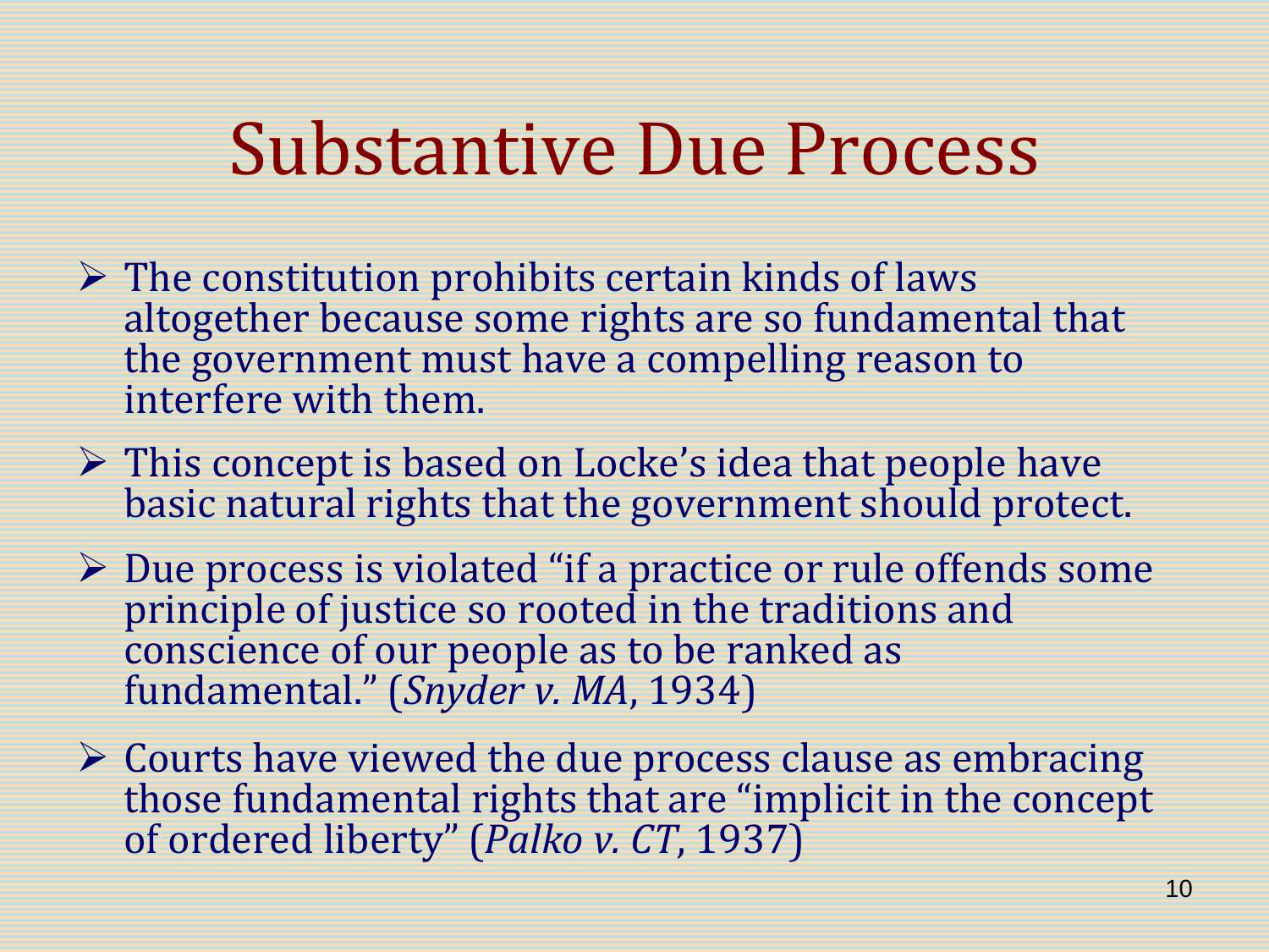# Substantive Due Process

- The constitution prohibits certain kinds of laws altogether because some rights are so fundamental that the government must have a compelling reason to interfere with them.
- This concept is based on Locke's idea that people have basic natural rights that the government should protect.
- Due process is violated "if a practice or rule offends some principle of justice so rooted in the traditions and conscience of our people as to be ranked as fundamental." (*Snyder v. MA*, 1934)
- Courts have viewed the due process clause as embracing those fundamental rights that are "implicit in the concept of ordered liberty" (*Palko v. CT*, 1937)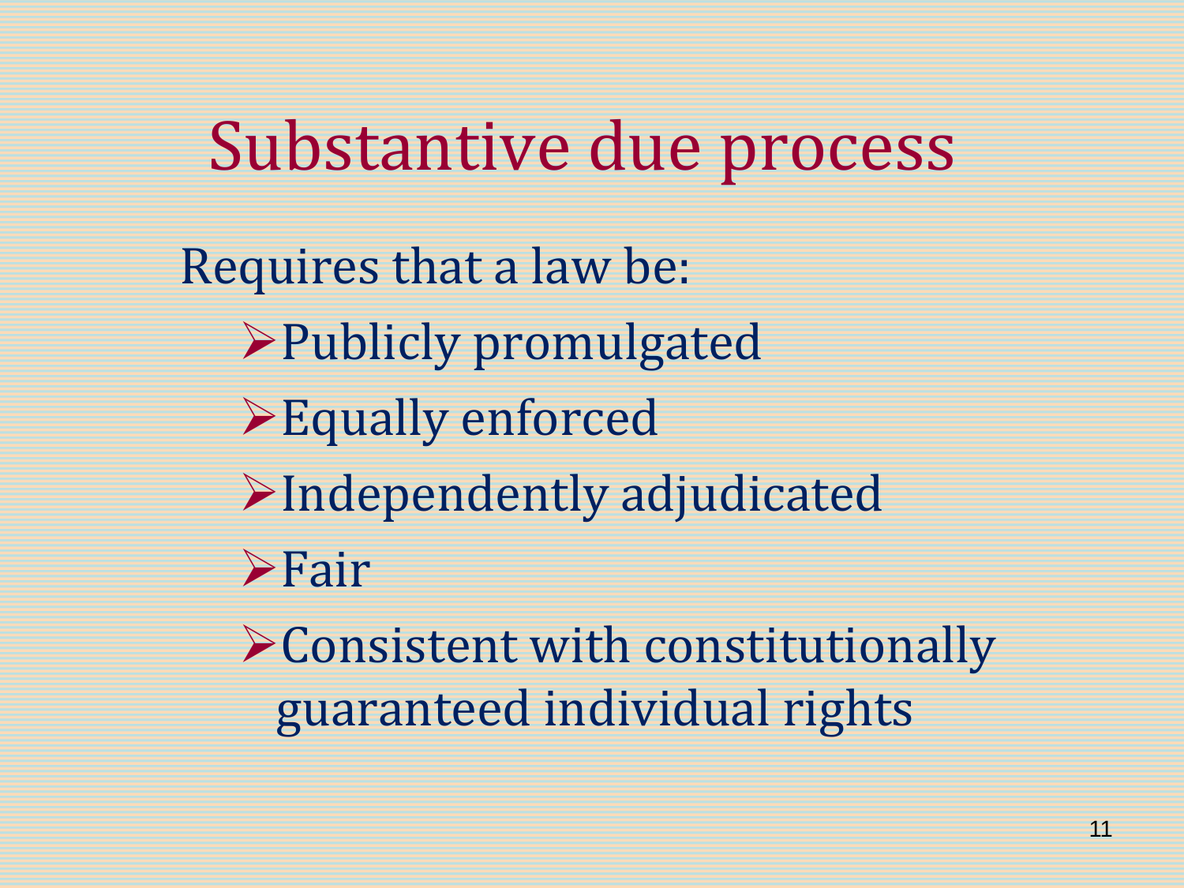# Substantive due process

Requires that a law be:

- Publicly promulgated
- Equally enforced
- Independently adjudicated
- Fair
- Consistent with constitutionally guaranteed individual rights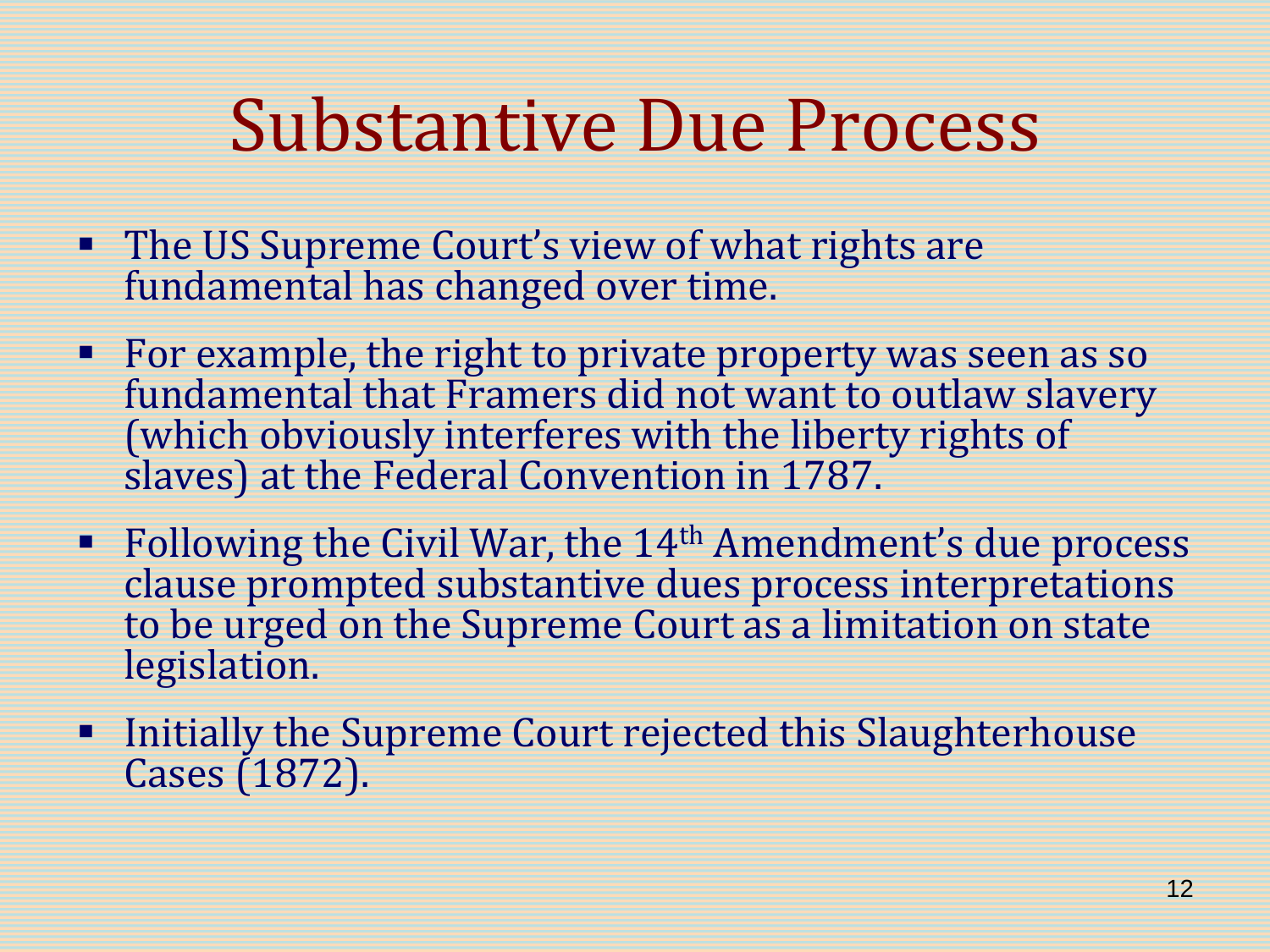# Substantive Due Process

- The US Supreme Court's view of what rights are fundamental has changed over time.
- For example, the right to private property was seen as so fundamental that Framers did not want to outlaw slavery (which obviously interferes with the liberty rights of slaves) at the Federal Convention in 1787.
- Following the Civil War, the 14th Amendment's due process clause prompted substantive dues process interpretations to be urged on the Supreme Court as a limitation on state legislation.
- Initially the Supreme Court rejected this Slaughterhouse Cases (1872).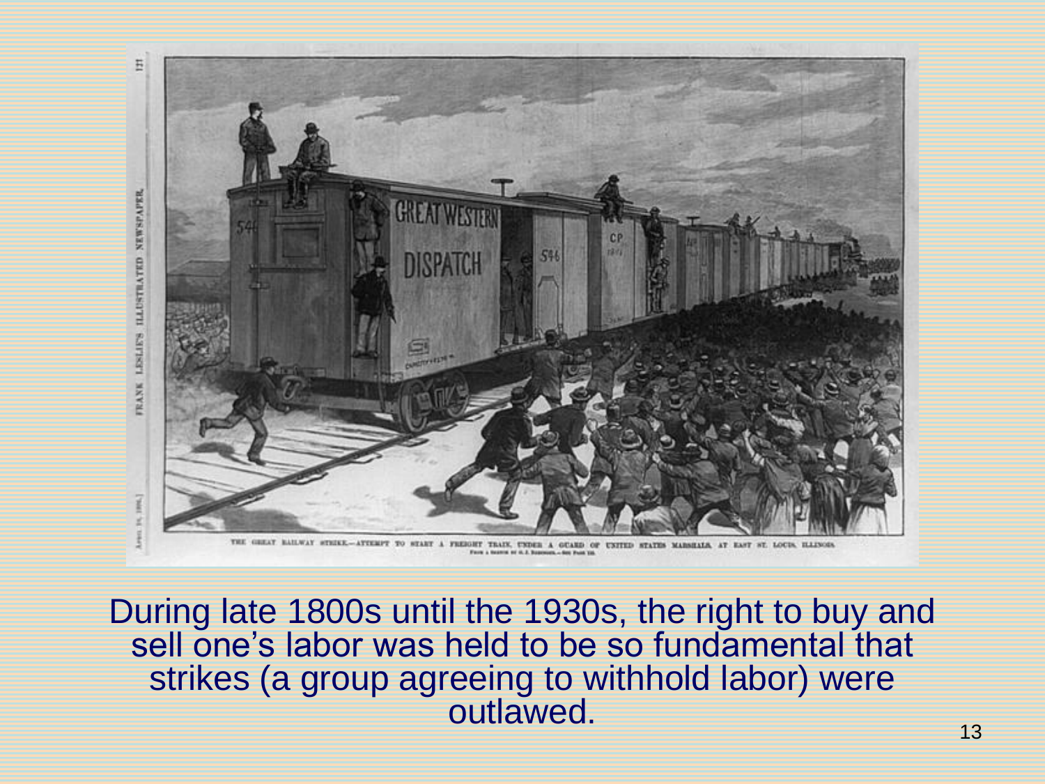During late 1800s until the 1930s, the right to buy and sell one's labor was held to be so fundamental that strikes (a group agreeing to withhold labor) were outlawed.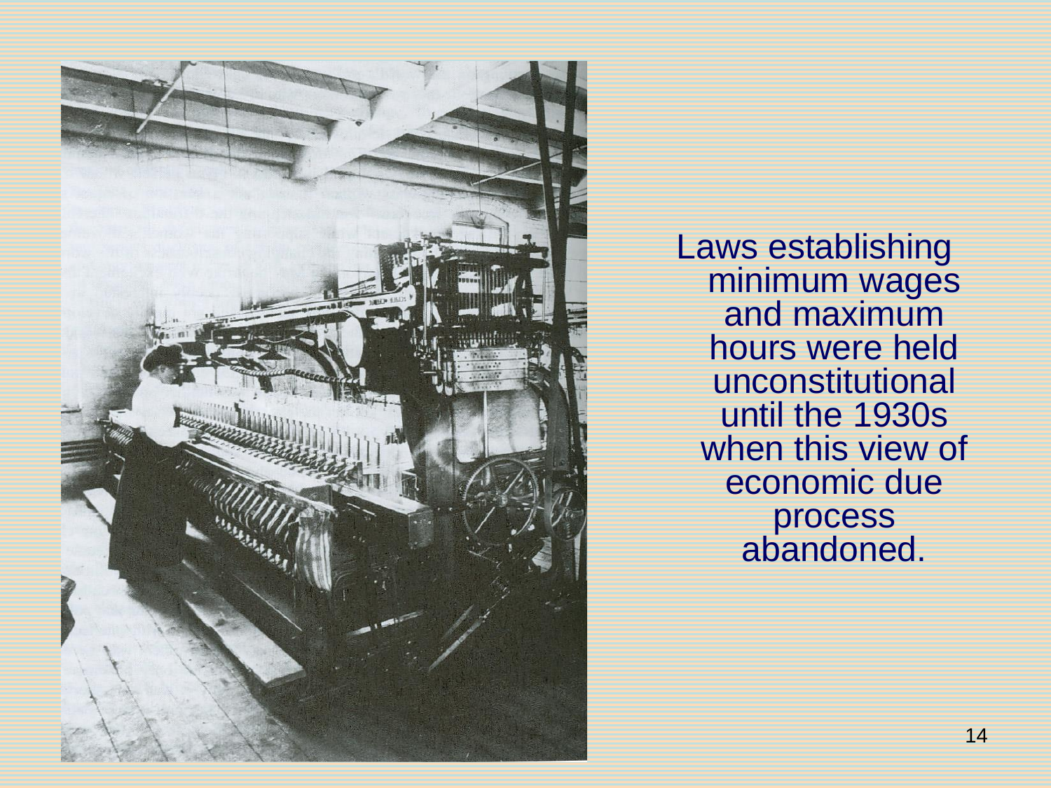Laws establishing minimum wages and maximum hours were held unconstitutional until the 1930s when this view of economic due process abandoned.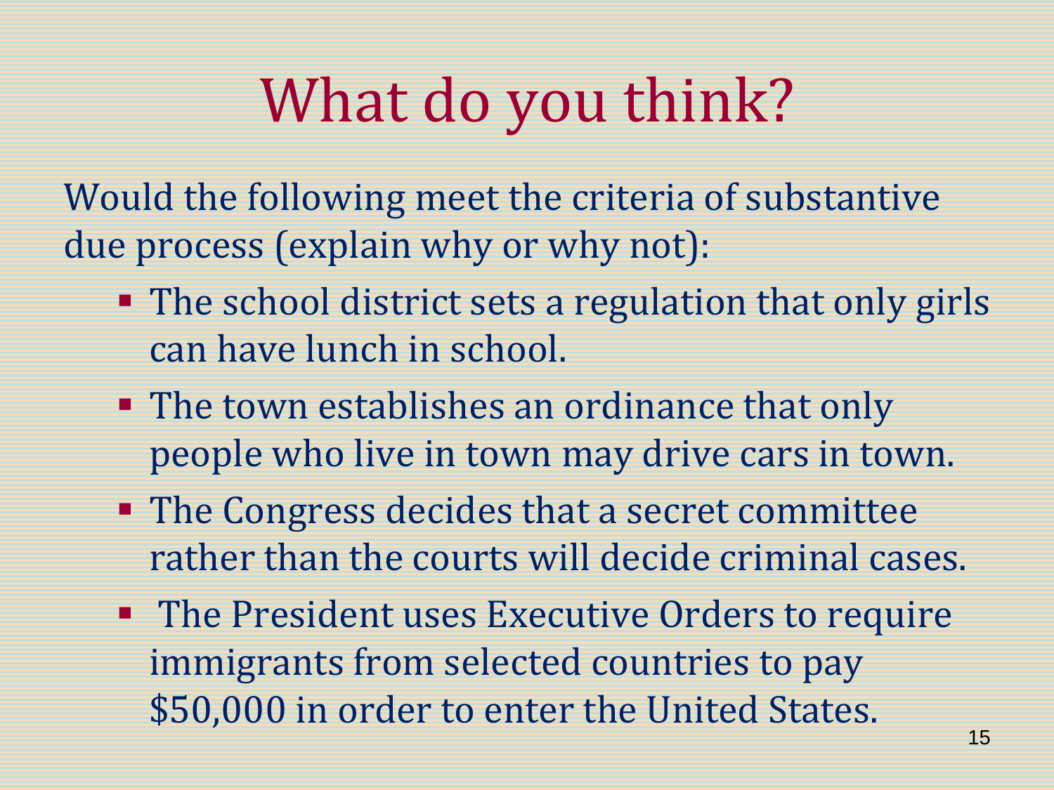# What do you think?

Would the following meet the criteria of substantive due process (explain why or why not):

- The school district sets a regulation that only girls can have lunch in school.
- The town establishes an ordinance that only people who live in town may drive cars in town.
- The Congress decides that a secret committee rather than the courts will decide criminal cases.
- The President uses Executive Orders to require immigrants from selected countries to pay $50,000 in order to enter the United States.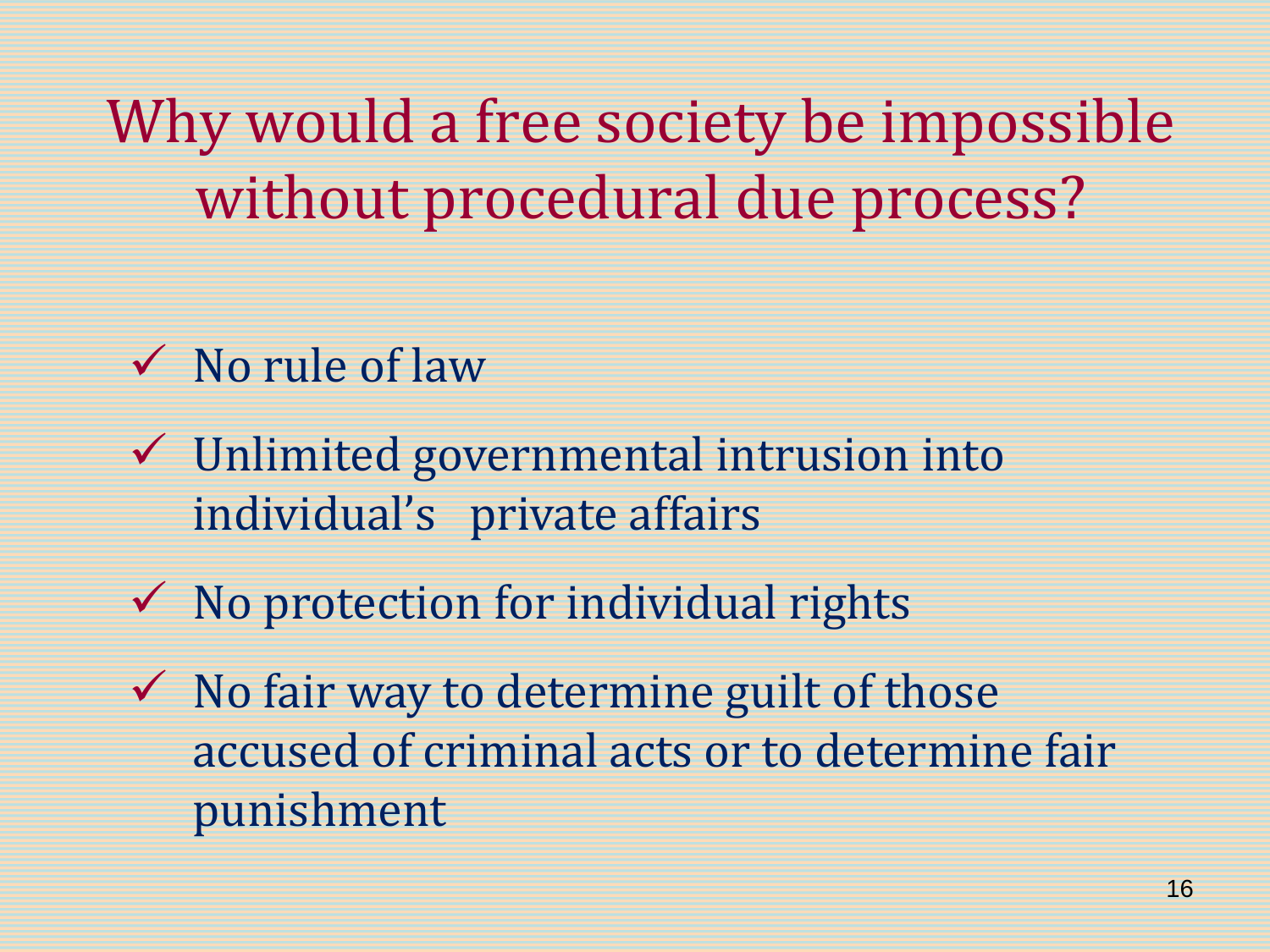# Why would a free society be impossible without procedural due process?

- ✓ No rule of law
- ✓ Unlimited governmental intrusion into individual's private affairs
- ✓ No protection for individual rights
- ✓ No fair way to determine guilt of those accused of criminal acts or to determine fair punishment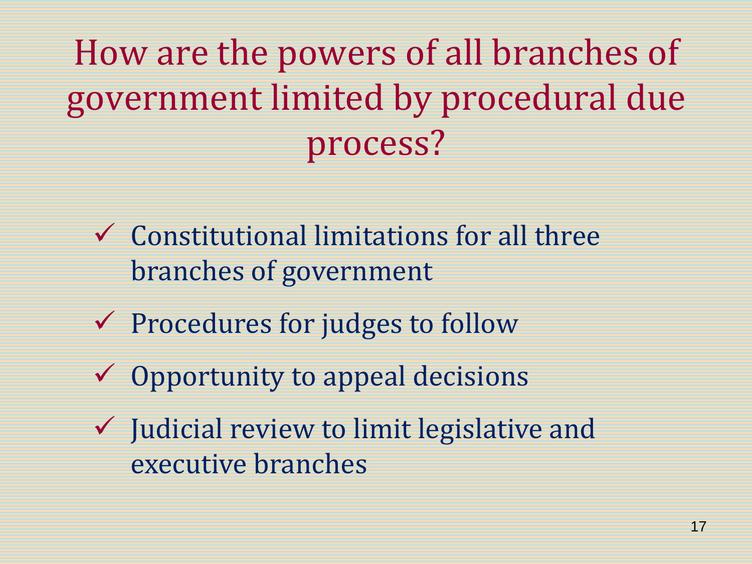# How are the powers of all branches of government limited by procedural due process?

- ✓ Constitutional limitations for all three branches of government
- ✓ Procedures for judges to follow
- ✓ Opportunity to appeal decisions
- ✓ Judicial review to limit legislative and executive branches